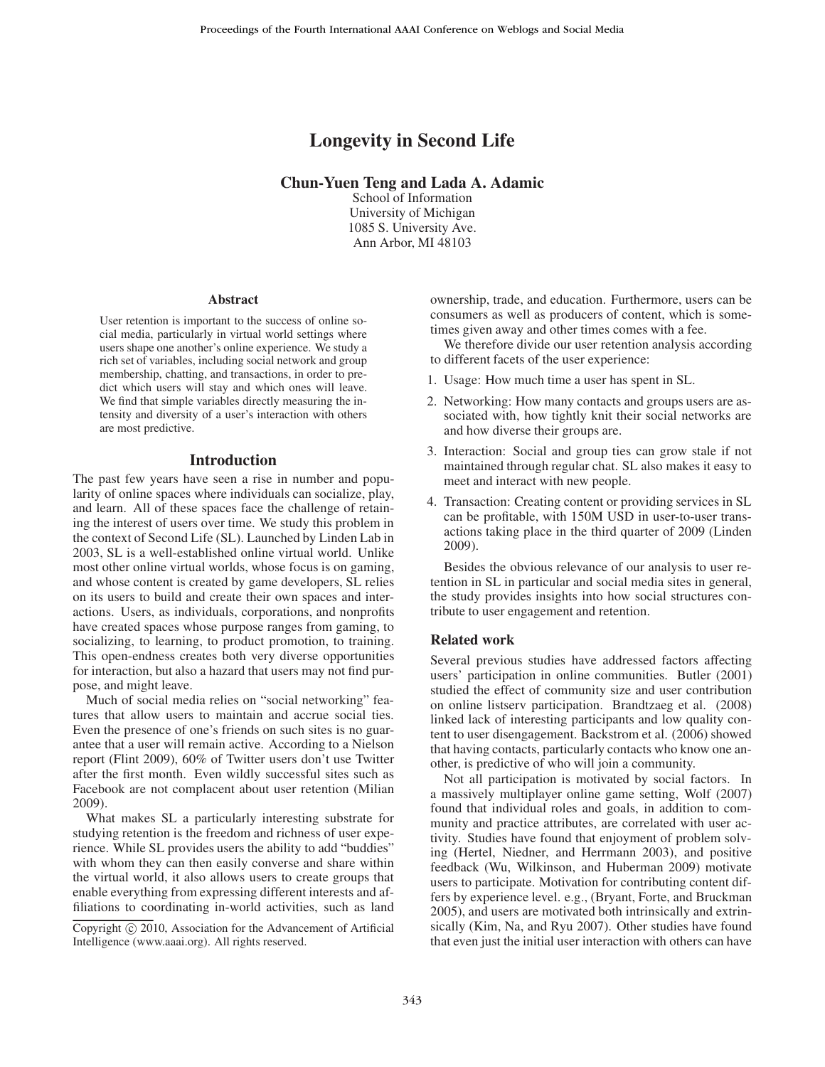# Longevity in Second Life

**Chun-Yuen Teng and Lada A. Adamic**

School of Information
University of Michigan
1085 S. University Ave.
Ann Arbor, MI 48103

## Abstract

User retention is important to the success of online social media, particularly in virtual world settings where users shape one another's online experience. We study a rich set of variables, including social network and group membership, chatting, and transactions, in order to predict which users will stay and which ones will leave. We find that simple variables directly measuring the intensity and diversity of a user's interaction with others are most predictive.

## Introduction

The past few years have seen a rise in number and popularity of online spaces where individuals can socialize, play, and learn. All of these spaces face the challenge of retaining the interest of users over time. We study this problem in the context of Second Life (SL). Launched by Linden Lab in 2003, SL is a well-established online virtual world. Unlike most other online virtual worlds, whose focus is on gaming, and whose content is created by game developers, SL relies on its users to build and create their own spaces and interactions. Users, as individuals, corporations, and nonprofits have created spaces whose purpose ranges from gaming, to socializing, to learning, to product promotion, to training. This open-endness creates both very diverse opportunities for interaction, but also a hazard that users may not find purpose, and might leave.

Much of social media relies on "social networking" features that allow users to maintain and accrue social ties. Even the presence of one's friends on such sites is no guarantee that a user will remain active. According to a Nielson report (Flint 2009), 60% of Twitter users don't use Twitter after the first month. Even wildly successful sites such as Facebook are not complacent about user retention (Milian 2009).

What makes SL a particularly interesting substrate for studying retention is the freedom and richness of user experience. While SL provides users the ability to add "buddies" with whom they can then easily converse and share within the virtual world, it also allows users to create groups that enable everything from expressing different interests and affiliations to coordinating in-world activities, such as land ownership, trade, and education. Furthermore, users can be consumers as well as producers of content, which is sometimes given away and other times comes with a fee.

We therefore divide our user retention analysis according to different facets of the user experience:

1. Usage: How much time a user has spent in SL.
2. Networking: How many contacts and groups users are associated with, how tightly knit their social networks are and how diverse their groups are.
3. Interaction: Social and group ties can grow stale if not maintained through regular chat. SL also makes it easy to meet and interact with new people.
4. Transaction: Creating content or providing services in SL can be profitable, with 150M USD in user-to-user transactions taking place in the third quarter of 2009 (Linden 2009).

Besides the obvious relevance of our analysis to user retention in SL in particular and social media sites in general, the study provides insights into how social structures contribute to user engagement and retention.

### Related work

Several previous studies have addressed factors affecting users' participation in online communities. Butler (2001) studied the effect of community size and user contribution on online listserv participation. Brandtzaeg et al. (2008) linked lack of interesting participants and low quality content to user disengagement. Backstrom et al. (2006) showed that having contacts, particularly contacts who know one another, is predictive of who will join a community.

Not all participation is motivated by social factors. In a massively multiplayer online game setting, Wolf (2007) found that individual roles and goals, in addition to community and practice attributes, are correlated with user activity. Studies have found that enjoyment of problem solving (Hertel, Niedner, and Herrmann 2003), and positive feedback (Wu, Wilkinson, and Huberman 2009) motivate users to participate. Motivation for contributing content differs by experience level. e.g., (Bryant, Forte, and Bruckman 2005), and users are motivated both intrinsically and extrinsically (Kim, Na, and Ryu 2007). Other studies have found that even just the initial user interaction with others can have

Copyright © 2010, Association for the Advancement of Artificial Intelligence (www.aaai.org). All rights reserved.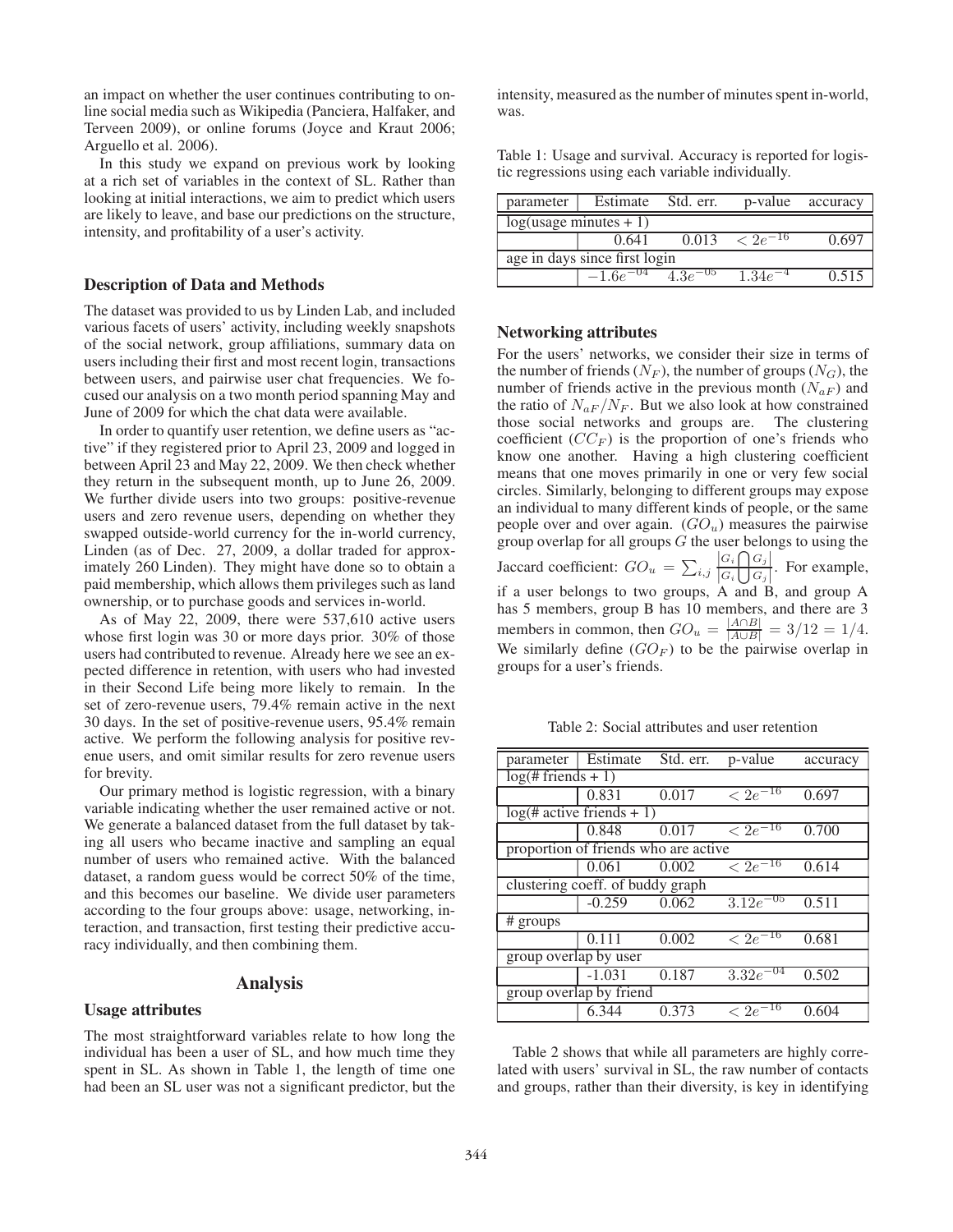an impact on whether the user continues contributing to online social media such as Wikipedia (Panciera, Halfaker, and Terveen 2009), or online forums (Joyce and Kraut 2006; Arguello et al. 2006).

In this study we expand on previous work by looking at a rich set of variables in the context of SL. Rather than looking at initial interactions, we aim to predict which users are likely to leave, and base our predictions on the structure, intensity, and profitability of a user's activity.

### Description of Data and Methods

The dataset was provided to us by Linden Lab, and included various facets of users' activity, including weekly snapshots of the social network, group affiliations, summary data on users including their first and most recent login, transactions between users, and pairwise user chat frequencies. We focused our analysis on a two month period spanning May and June of 2009 for which the chat data were available.

In order to quantify user retention, we define users as "active" if they registered prior to April 23, 2009 and logged in between April 23 and May 22, 2009. We then check whether they return in the subsequent month, up to June 26, 2009. We further divide users into two groups: positive-revenue users and zero revenue users, depending on whether they swapped outside-world currency for the in-world currency, Linden (as of Dec. 27, 2009, a dollar traded for approximately 260 Linden). They might have done so to obtain a paid membership, which allows them privileges such as land ownership, or to purchase goods and services in-world.

As of May 22, 2009, there were 537,610 active users whose first login was 30 or more days prior. 30% of those users had contributed to revenue. Already here we see an expected difference in retention, with users who had invested in their Second Life being more likely to remain. In the set of zero-revenue users, 79.4% remain active in the next 30 days. In the set of positive-revenue users, 95.4% remain active. We perform the following analysis for positive revenue users, and omit similar results for zero revenue users for brevity.

Our primary method is logistic regression, with a binary variable indicating whether the user remained active or not. We generate a balanced dataset from the full dataset by taking all users who became inactive and sampling an equal number of users who remained active. With the balanced dataset, a random guess would be correct 50% of the time, and this becomes our baseline. We divide user parameters according to the four groups above: usage, networking, interaction, and transaction, first testing their predictive accuracy individually, and then combining them.

## Analysis

### Usage attributes

The most straightforward variables relate to how long the individual has been a user of SL, and how much time they spent in SL. As shown in Table 1, the length of time one had been an SL user was not a significant predictor, but the intensity, measured as the number of minutes spent in-world, was.

Table 1: Usage and survival. Accuracy is reported for logistic regressions using each variable individually.

| parameter | Estimate | Std. err. | p-value | accuracy |
|---|---|---|---|---|
| log(usage minutes + 1) | | | | |
| | 0.641 | 0.013 | $< 2e^{-16}$ | 0.697 |
| age in days since first login | | | | |
| | $-1.6e^{-04}$ | $4.3e^{-05}$ | $1.34e^{-4}$ | 0.515 |

### Networking attributes

For the users' networks, we consider their size in terms of the number of friends ($N_F$), the number of groups ($N_G$), the number of friends active in the previous month ($N_{aF}$) and the ratio of $N_{aF}/N_F$. But we also look at how constrained those social networks and groups are. The clustering coefficient ($CC_F$) is the proportion of one's friends who know one another. Having a high clustering coefficient means that one moves primarily in one or very few social circles. Similarly, belonging to different groups may expose an individual to many different kinds of people, or the same people over and over again. ($GO_u$) measures the pairwise group overlap for all groups $G$ the user belongs to using the Jaccard coefficient: $GO_u = \sum_{i,j} \frac{|G_i \bigcap G_j|}{|G_i \bigcup G_j|}$. For example, if a user belongs to two groups, A and B, and group A has 5 members, group B has 10 members, and there are 3 members in common, then $GO_u = \frac{|A \cap B|}{|A \cup B|} = 3/12 = 1/4$. We similarly define ($GO_F$) to be the pairwise overlap in groups for a user's friends.

Table 2: Social attributes and user retention

| parameter | Estimate | Std. err. | p-value | accuracy |
|---|---|---|---|---|
| log(# friends + 1) | | | | |
| | 0.831 | 0.017 | $< 2e^{-16}$ | 0.697 |
| log(# active friends + 1) | | | | |
| | 0.848 | 0.017 | $< 2e^{-16}$ | 0.700 |
| proportion of friends who are active | | | | |
| | 0.061 | 0.002 | $< 2e^{-16}$ | 0.614 |
| clustering coeff. of buddy graph | | | | |
| | -0.259 | 0.062 | $3.12e^{-05}$ | 0.511 |
| # groups | | | | |
| | 0.111 | 0.002 | $< 2e^{-16}$ | 0.681 |
| group overlap by user | | | | |
| | -1.031 | 0.187 | $3.32e^{-04}$ | 0.502 |
| group overlap by friend | | | | |
| | 6.344 | 0.373 | $< 2e^{-16}$ | 0.604 |

Table 2 shows that while all parameters are highly correlated with users' survival in SL, the raw number of contacts and groups, rather than their diversity, is key in identifying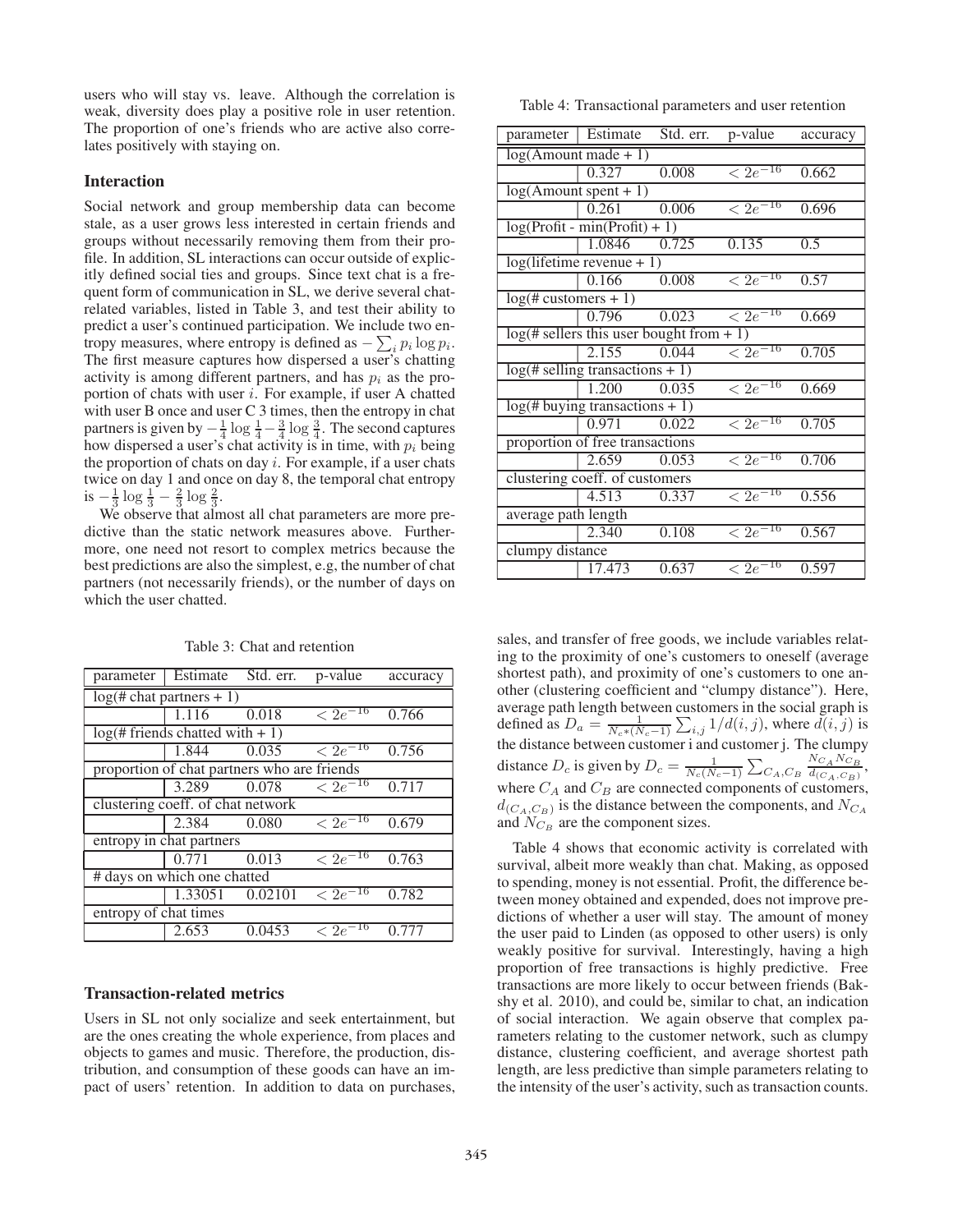users who will stay vs. leave. Although the correlation is weak, diversity does play a positive role in user retention. The proportion of one's friends who are active also correlates positively with staying on.

## Interaction

Social network and group membership data can become stale, as a user grows less interested in certain friends and groups without necessarily removing them from their profile. In addition, SL interactions can occur outside of explicitly defined social ties and groups. Since text chat is a frequent form of communication in SL, we derive several chat-related variables, listed in Table 3, and test their ability to predict a user's continued participation. We include two entropy measures, where entropy is defined as $-\sum_i p_i \log p_i$. The first measure captures how dispersed a user's chatting activity is among different partners, and has $p_i$ as the proportion of chats with user $i$. For example, if user A chatted with user B once and user C 3 times, then the entropy in chat partners is given by $-\frac{1}{4}\log\frac{1}{4} - \frac{3}{4}\log\frac{3}{4}$. The second captures how dispersed a user's chat activity is in time, with $p_i$ being the proportion of chats on day $i$. For example, if a user chats twice on day 1 and once on day 8, the temporal chat entropy is $-\frac{1}{3}\log\frac{1}{3} - \frac{2}{3}\log\frac{2}{3}$.

We observe that almost all chat parameters are more predictive than the static network measures above. Furthermore, one need not resort to complex metrics because the best predictions are also the simplest, e.g, the number of chat partners (not necessarily friends), or the number of days on which the user chatted.

Table 3: Chat and retention

| parameter | Estimate | Std. err. | p-value | accuracy |
|---|---|---|---|---|
| log(# chat partners + 1) | | | | |
| | 1.116 | 0.018 | $< 2e^{-16}$ | 0.766 |
| log(# friends chatted with + 1) | | | | |
| | 1.844 | 0.035 | $< 2e^{-16}$ | 0.756 |
| proportion of chat partners who are friends | | | | |
| | 3.289 | 0.078 | $< 2e^{-16}$ | 0.717 |
| clustering coeff. of chat network | | | | |
| | 2.384 | 0.080 | $< 2e^{-16}$ | 0.679 |
| entropy in chat partners | | | | |
| | 0.771 | 0.013 | $< 2e^{-16}$ | 0.763 |
| # days on which one chatted | | | | |
| | 1.33051 | 0.02101 | $< 2e^{-16}$ | 0.782 |
| entropy of chat times | | | | |
| | 2.653 | 0.0453 | $< 2e^{-16}$ | 0.777 |

## Transaction-related metrics

Users in SL not only socialize and seek entertainment, but are the ones creating the whole experience, from places and objects to games and music. Therefore, the production, distribution, and consumption of these goods can have an impact of users' retention. In addition to data on purchases, sales, and transfer of free goods, we include variables relating to the proximity of one's customers to oneself (average shortest path), and proximity of one's customers to one another (clustering coefficient and "clumpy distance"). Here, average path length between customers in the social graph is defined as $D_a = \frac{1}{N_c*(N_c-1)}\sum_{i,j} 1/d(i,j)$, where $d(i,j)$ is the distance between customer i and customer j. The clumpy distance $D_c$ is given by $D_c = \frac{1}{N_c(N_c-1)}\sum_{C_A,C_B}\frac{N_{C_A}N_{C_B}}{d_{(C_A,C_B)}}$, where $C_A$ and $C_B$ are connected components of customers, $d_{(C_A,C_B)}$ is the distance between the components, and $N_{C_A}$ and $N_{C_B}$ are the component sizes.

Table 4: Transactional parameters and user retention

| parameter | Estimate | Std. err. | p-value | accuracy |
|---|---|---|---|---|
| log(Amount made + 1) | | | | |
| | 0.327 | 0.008 | $< 2e^{-16}$ | 0.662 |
| log(Amount spent + 1) | | | | |
| | 0.261 | 0.006 | $< 2e^{-16}$ | 0.696 |
| log(Profit - min(Profit) + 1) | | | | |
| | 1.0846 | 0.725 | 0.135 | 0.5 |
| log(lifetime revenue + 1) | | | | |
| | 0.166 | 0.008 | $< 2e^{-16}$ | 0.57 |
| log(# customers + 1) | | | | |
| | 0.796 | 0.023 | $< 2e^{-16}$ | 0.669 |
| log(# sellers this user bought from + 1) | | | | |
| | 2.155 | 0.044 | $< 2e^{-16}$ | 0.705 |
| log(# selling transactions + 1) | | | | |
| | 1.200 | 0.035 | $< 2e^{-16}$ | 0.669 |
| log(# buying transactions + 1) | | | | |
| | 0.971 | 0.022 | $< 2e^{-16}$ | 0.705 |
| proportion of free transactions | | | | |
| | 2.659 | 0.053 | $< 2e^{-16}$ | 0.706 |
| clustering coeff. of customers | | | | |
| | 4.513 | 0.337 | $< 2e^{-16}$ | 0.556 |
| average path length | | | | |
| | 2.340 | 0.108 | $< 2e^{-16}$ | 0.567 |
| clumpy distance | | | | |
| | 17.473 | 0.637 | $< 2e^{-16}$ | 0.597 |

Table 4 shows that economic activity is correlated with survival, albeit more weakly than chat. Making, as opposed to spending, money is not essential. Profit, the difference between money obtained and expended, does not improve predictions of whether a user will stay. The amount of money the user paid to Linden (as opposed to other users) is only weakly positive for survival. Interestingly, having a high proportion of free transactions is highly predictive. Free transactions are more likely to occur between friends (Bakshy et al. 2010), and could be, similar to chat, an indication of social interaction. We again observe that complex parameters relating to the customer network, such as clumpy distance, clustering coefficient, and average shortest path length, are less predictive than simple parameters relating to the intensity of the user's activity, such as transaction counts.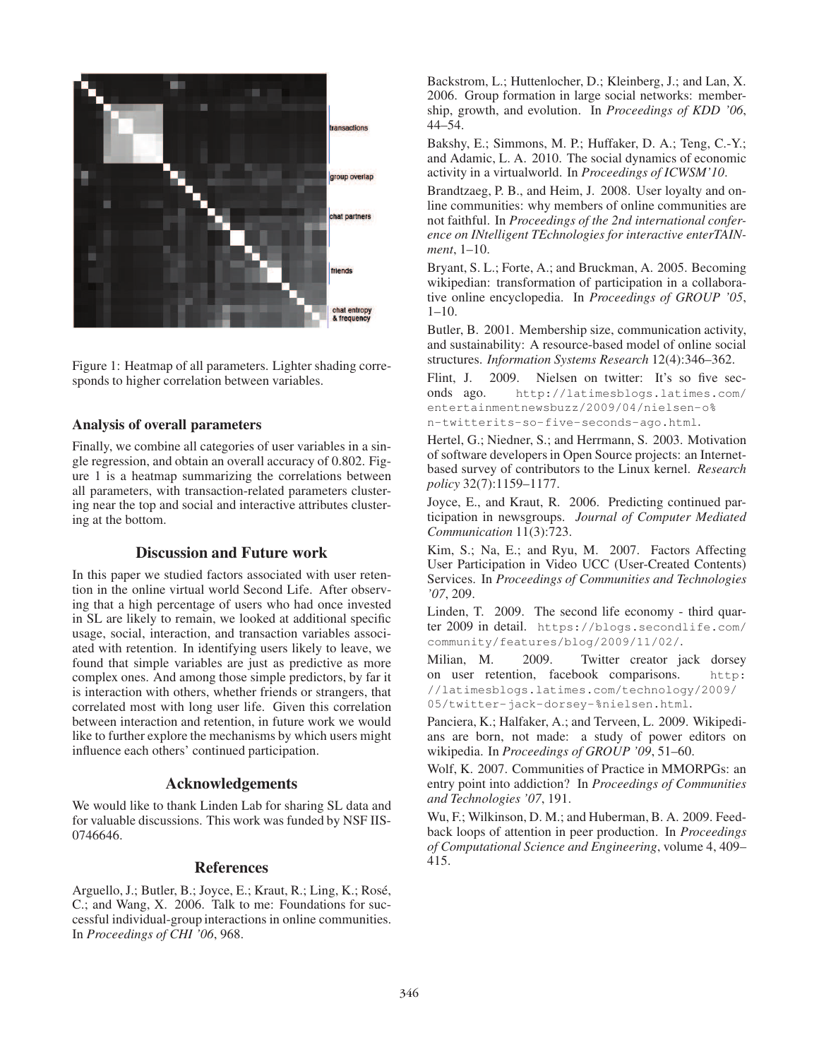transactions

group overlap

chat partners

friends

chat entropy
& frequency

Figure 1: Heatmap of all parameters. Lighter shading corresponds to higher correlation between variables.

### Analysis of overall parameters

Finally, we combine all categories of user variables in a single regression, and obtain an overall accuracy of 0.802. Figure 1 is a heatmap summarizing the correlations between all parameters, with transaction-related parameters clustering near the top and social and interactive attributes clustering at the bottom.

## Discussion and Future work

In this paper we studied factors associated with user retention in the online virtual world Second Life. After observing that a high percentage of users who had once invested in SL are likely to remain, we looked at additional specific usage, social, interaction, and transaction variables associated with retention. In identifying users likely to leave, we found that simple variables are just as predictive as more complex ones. And among those simple predictors, by far it is interaction with others, whether friends or strangers, that correlated most with long user life. Given this correlation between interaction and retention, in future work we would like to further explore the mechanisms by which users might influence each others' continued participation.

## Acknowledgements

We would like to thank Linden Lab for sharing SL data and for valuable discussions. This work was funded by NSF IIS-0746646.

## References

Arguello, J.; Butler, B.; Joyce, E.; Kraut, R.; Ling, K.; Rosé, C.; and Wang, X. 2006. Talk to me: Foundations for successful individual-group interactions in online communities. In *Proceedings of CHI '06*, 968.

Backstrom, L.; Huttenlocher, D.; Kleinberg, J.; and Lan, X. 2006. Group formation in large social networks: membership, growth, and evolution. In *Proceedings of KDD '06*, 44–54.

Bakshy, E.; Simmons, M. P.; Huffaker, D. A.; Teng, C.-Y.; and Adamic, L. A. 2010. The social dynamics of economic activity in a virtualworld. In *Proceedings of ICWSM'10*.

Brandtzaeg, P. B., and Heim, J. 2008. User loyalty and online communities: why members of online communities are not faithful. In *Proceedings of the 2nd international conference on INtelligent TEchnologies for interactive enterTAINment*, 1–10.

Bryant, S. L.; Forte, A.; and Bruckman, A. 2005. Becoming wikipedian: transformation of participation in a collaborative online encyclopedia. In *Proceedings of GROUP '05*, 1–10.

Butler, B. 2001. Membership size, communication activity, and sustainability: A resource-based model of online social structures. *Information Systems Research* 12(4):346–362.

Flint, J. 2009. Nielsen on twitter: It's so five seconds ago. http://latimesblogs.latimes.com/entertainmentnewsbuzz/2009/04/nielsen-o%n-twitterits-so-five-seconds-ago.html.

Hertel, G.; Niedner, S.; and Herrmann, S. 2003. Motivation of software developers in Open Source projects: an Internet-based survey of contributors to the Linux kernel. *Research policy* 32(7):1159–1177.

Joyce, E., and Kraut, R. 2006. Predicting continued participation in newsgroups. *Journal of Computer Mediated Communication* 11(3):723.

Kim, S.; Na, E.; and Ryu, M. 2007. Factors Affecting User Participation in Video UCC (User-Created Contents) Services. In *Proceedings of Communities and Technologies '07*, 209.

Linden, T. 2009. The second life economy - third quarter 2009 in detail. https://blogs.secondlife.com/community/features/blog/2009/11/02/.

Milian, M. 2009. Twitter creator jack dorsey on user retention, facebook comparisons. http://latimesblogs.latimes.com/technology/2009/05/twitter-jack-dorsey-%nielsen.html.

Panciera, K.; Halfaker, A.; and Terveen, L. 2009. Wikipedians are born, not made: a study of power editors on wikipedia. In *Proceedings of GROUP '09*, 51–60.

Wolf, K. 2007. Communities of Practice in MMORPGs: an entry point into addiction? In *Proceedings of Communities and Technologies '07*, 191.

Wu, F.; Wilkinson, D. M.; and Huberman, B. A. 2009. Feedback loops of attention in peer production. In *Proceedings of Computational Science and Engineering*, volume 4, 409–415.